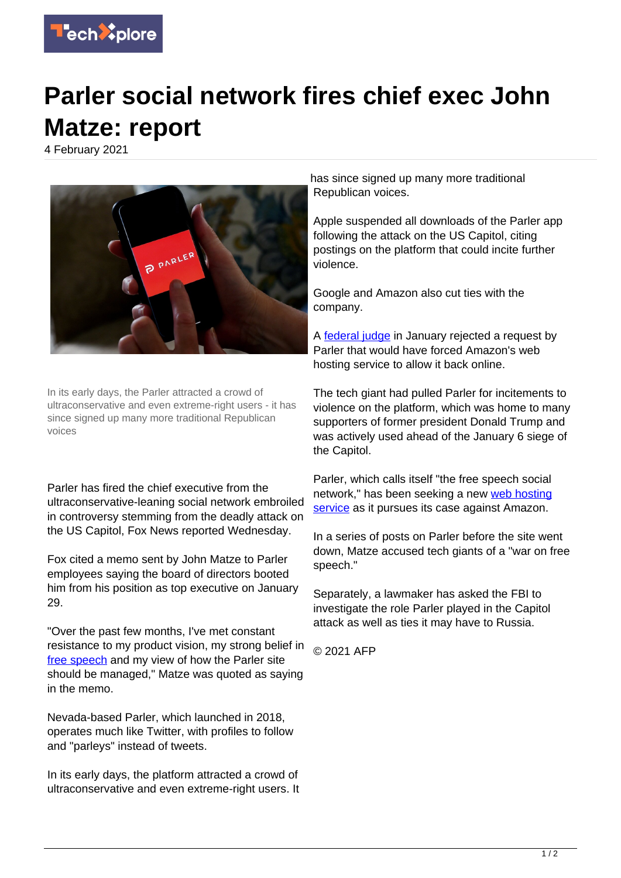# Parler social network fires chief exec John Matze: report

4 February 2021

In its early days, the Parler attracted a crowd of ultraconservative and even extreme-right users - it has since signed up many more traditional Republican voices

Parler has fired the chief executive from the ultraconservative-leaning social network embroiled in controversy stemming from the deadly attack on the US Capitol, Fox News reported Wednesday.

Fox cited a memo sent by John Matze to Parler employees saying the board of directors booted him from his position as top executive on January 29.

"Over the past few months, I've met constant resistance to my product vision, my strong belief in free speech and my view of how the Parler site should be managed," Matze was quoted as saying in the memo.

Nevada-based Parler, which launched in 2018, operates much like Twitter, with profiles to follow and "parleys" instead of tweets.

In its early days, the platform attracted a crowd of ultraconservative and even extreme-right users. It has since signed up many more traditional Republican voices.

Apple suspended all downloads of the Parler app following the attack on the US Capitol, citing postings on the platform that could incite further violence.

Google and Amazon also cut ties with the company.

A federal judge in January rejected a request by Parler that would have forced Amazon's web hosting service to allow it back online.

The tech giant had pulled Parler for incitements to violence on the platform, which was home to many supporters of former president Donald Trump and was actively used ahead of the January 6 siege of the Capitol.

Parler, which calls itself "the free speech social network," has been seeking a new web hosting service as it pursues its case against Amazon.

In a series of posts on Parler before the site went down, Matze accused tech giants of a "war on free speech."

Separately, a lawmaker has asked the FBI to investigate the role Parler played in the Capitol attack as well as ties it may have to Russia.

© 2021 AFP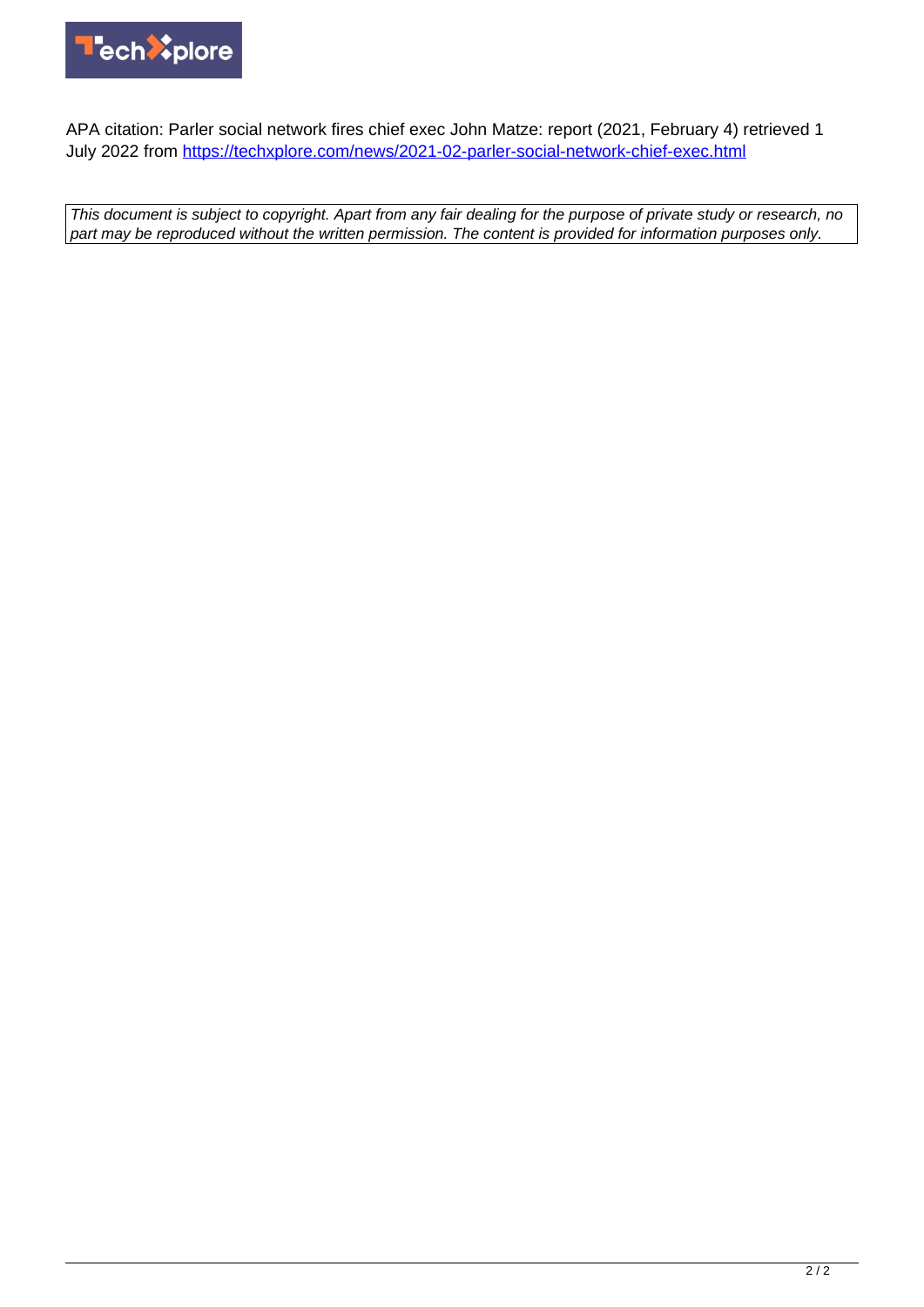APA citation: Parler social network fires chief exec John Matze: report (2021, February 4) retrieved 1 July 2022 from https://techxplore.com/news/2021-02-parler-social-network-chief-exec.html

*This document is subject to copyright. Apart from any fair dealing for the purpose of private study or research, no part may be reproduced without the written permission. The content is provided for information purposes only.*